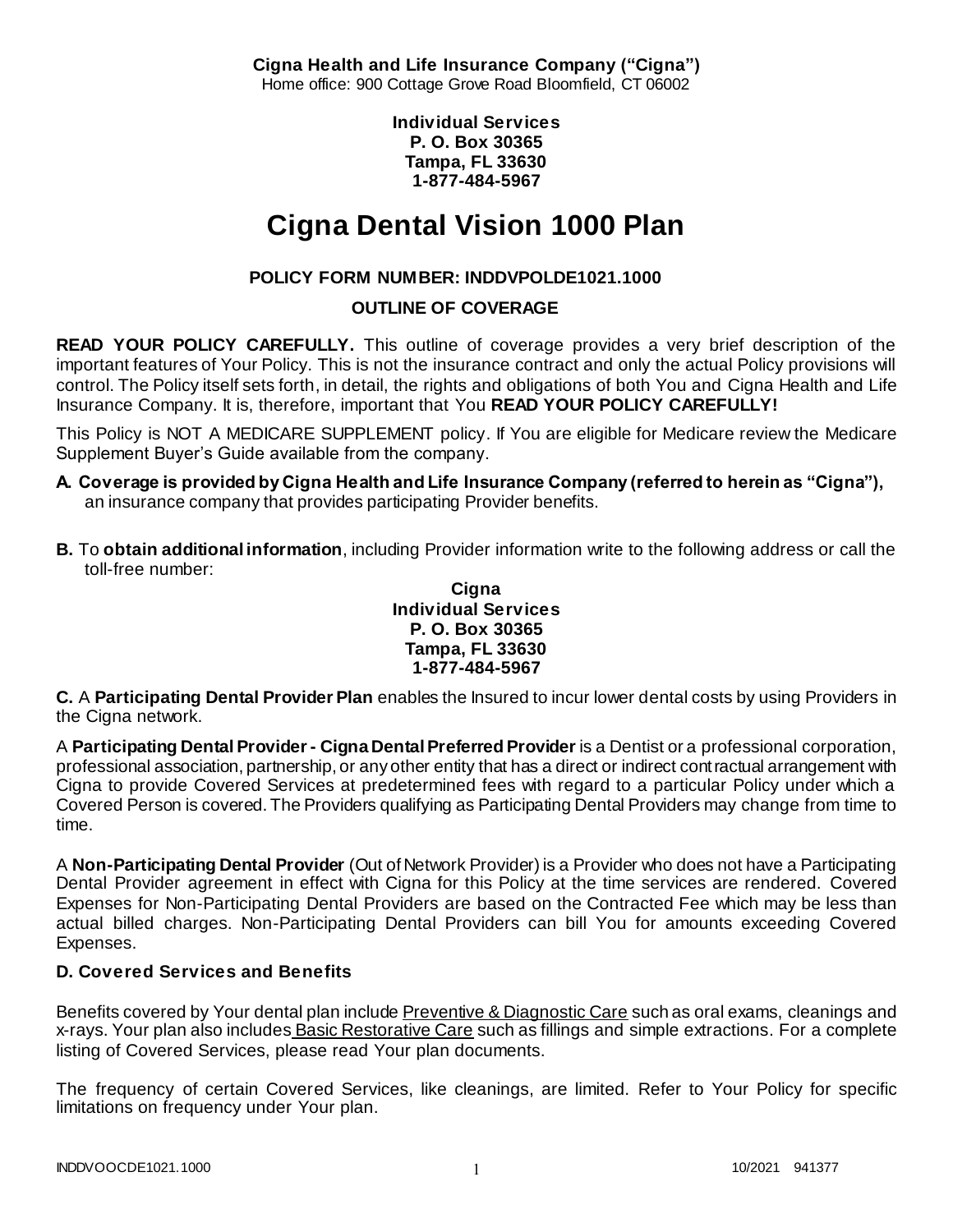**Cigna Health and Life Insurance Company ("Cigna")**
Home office: 900 Cottage Grove Road Bloomfield, CT 06002

**Individual Services**
**P. O. Box 30365**
**Tampa, FL 33630**
**1-877-484-5967**

# Cigna Dental Vision 1000 Plan

**POLICY FORM NUMBER: INDDVPOLDE1021.1000**

**OUTLINE OF COVERAGE**

**READ YOUR POLICY CAREFULLY.** This outline of coverage provides a very brief description of the important features of Your Policy. This is not the insurance contract and only the actual Policy provisions will control. The Policy itself sets forth, in detail, the rights and obligations of both You and Cigna Health and Life Insurance Company. It is, therefore, important that You **READ YOUR POLICY CAREFULLY!**

This Policy is NOT A MEDICARE SUPPLEMENT policy. If You are eligible for Medicare review the Medicare Supplement Buyer's Guide available from the company.

**A. Coverage is provided by Cigna Health and Life Insurance Company (referred to herein as "Cigna"),** an insurance company that provides participating Provider benefits.

**B.** To **obtain additional information**, including Provider information write to the following address or call the toll-free number:

**Cigna**
**Individual Services**
**P. O. Box 30365**
**Tampa, FL 33630**
**1-877-484-5967**

**C.** A **Participating Dental Provider Plan** enables the Insured to incur lower dental costs by using Providers in the Cigna network.

A **Participating Dental Provider - Cigna Dental Preferred Provider** is a Dentist or a professional corporation, professional association, partnership, or any other entity that has a direct or indirect contractual arrangement with Cigna to provide Covered Services at predetermined fees with regard to a particular Policy under which a Covered Person is covered. The Providers qualifying as Participating Dental Providers may change from time to time.

A **Non-Participating Dental Provider** (Out of Network Provider) is a Provider who does not have a Participating Dental Provider agreement in effect with Cigna for this Policy at the time services are rendered. Covered Expenses for Non-Participating Dental Providers are based on the Contracted Fee which may be less than actual billed charges. Non-Participating Dental Providers can bill You for amounts exceeding Covered Expenses.

**D. Covered Services and Benefits**

Benefits covered by Your dental plan include Preventive & Diagnostic Care such as oral exams, cleanings and x-rays. Your plan also includes Basic Restorative Care such as fillings and simple extractions. For a complete listing of Covered Services, please read Your plan documents.

The frequency of certain Covered Services, like cleanings, are limited. Refer to Your Policy for specific limitations on frequency under Your plan.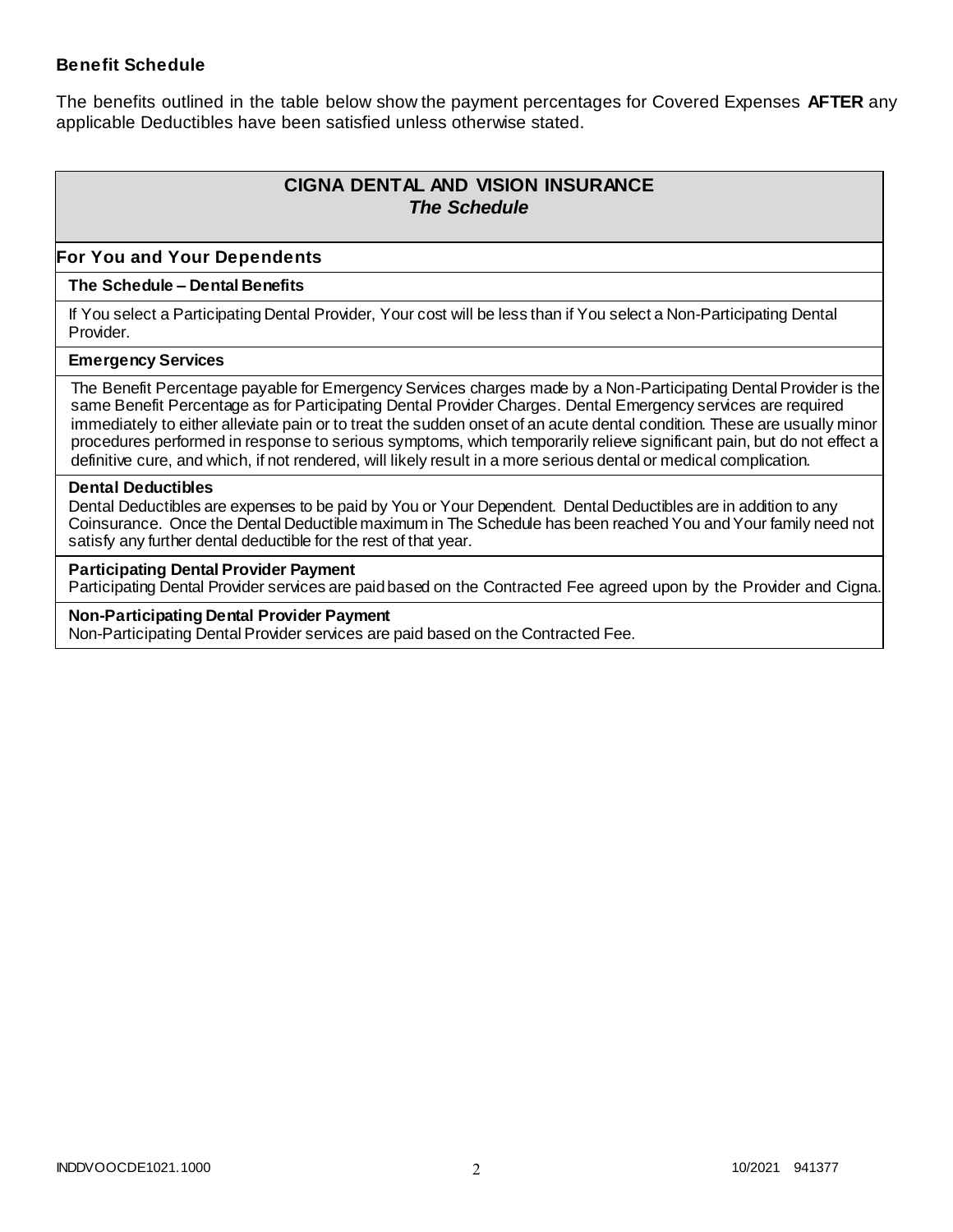**Benefit Schedule**

The benefits outlined in the table below show the payment percentages for Covered Expenses **AFTER** any applicable Deductibles have been satisfied unless otherwise stated.

## CIGNA DENTAL AND VISION INSURANCE
### *The Schedule*

**For You and Your Dependents**

**The Schedule – Dental Benefits**

If You select a Participating Dental Provider, Your cost will be less than if You select a Non-Participating Dental Provider.

**Emergency Services**

The Benefit Percentage payable for Emergency Services charges made by a Non-Participating Dental Provider is the same Benefit Percentage as for Participating Dental Provider Charges. Dental Emergency services are required immediately to either alleviate pain or to treat the sudden onset of an acute dental condition. These are usually minor procedures performed in response to serious symptoms, which temporarily relieve significant pain, but do not effect a definitive cure, and which, if not rendered, will likely result in a more serious dental or medical complication.

**Dental Deductibles**

Dental Deductibles are expenses to be paid by You or Your Dependent. Dental Deductibles are in addition to any Coinsurance. Once the Dental Deductible maximum in The Schedule has been reached You and Your family need not satisfy any further dental deductible for the rest of that year.

**Participating Dental Provider Payment**

Participating Dental Provider services are paid based on the Contracted Fee agreed upon by the Provider and Cigna.

**Non-Participating Dental Provider Payment**

Non-Participating Dental Provider services are paid based on the Contracted Fee.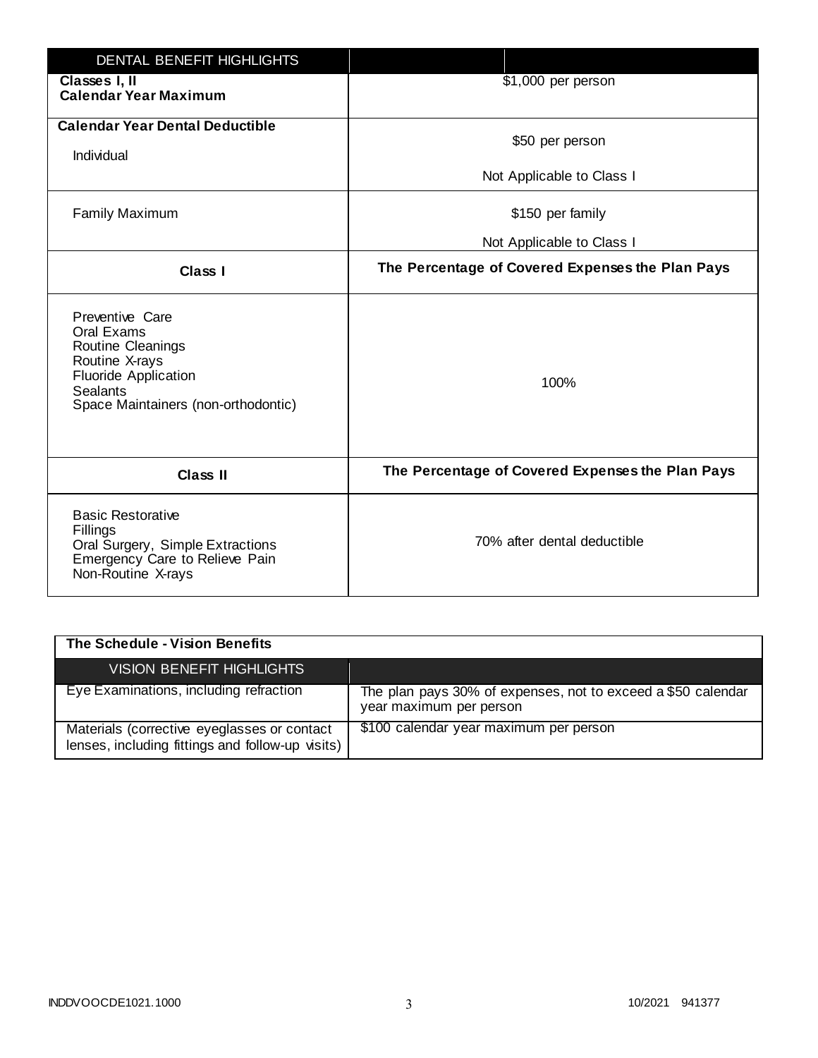| DENTAL BENEFIT HIGHLIGHTS | |
|---|---|
| **Classes I, II Calendar Year Maximum** | $1,000 per person |
| **Calendar Year Dental Deductible** Individual | $50 per person<br>Not Applicable to Class I |
| Family Maximum | $150 per family<br>Not Applicable to Class I |
| **Class I** | **The Percentage of Covered Expenses the Plan Pays** |
| Preventive Care<br>Oral Exams<br>Routine Cleanings<br>Routine X-rays<br>Fluoride Application<br>Sealants<br>Space Maintainers (non-orthodontic) | 100% |
| **Class II** | **The Percentage of Covered Expenses the Plan Pays** |
| Basic Restorative<br>Fillings<br>Oral Surgery, Simple Extractions<br>Emergency Care to Relieve Pain<br>Non-Routine X-rays | 70% after dental deductible |

**The Schedule - Vision Benefits**

| VISION BENEFIT HIGHLIGHTS | |
|---|---|
| Eye Examinations, including refraction | The plan pays 30% of expenses, not to exceed a $50 calendar year maximum per person |
| Materials (corrective eyeglasses or contact lenses, including fittings and follow-up visits) | $100 calendar year maximum per person |

INDDVOOCDE1021.1000 10/2021 941377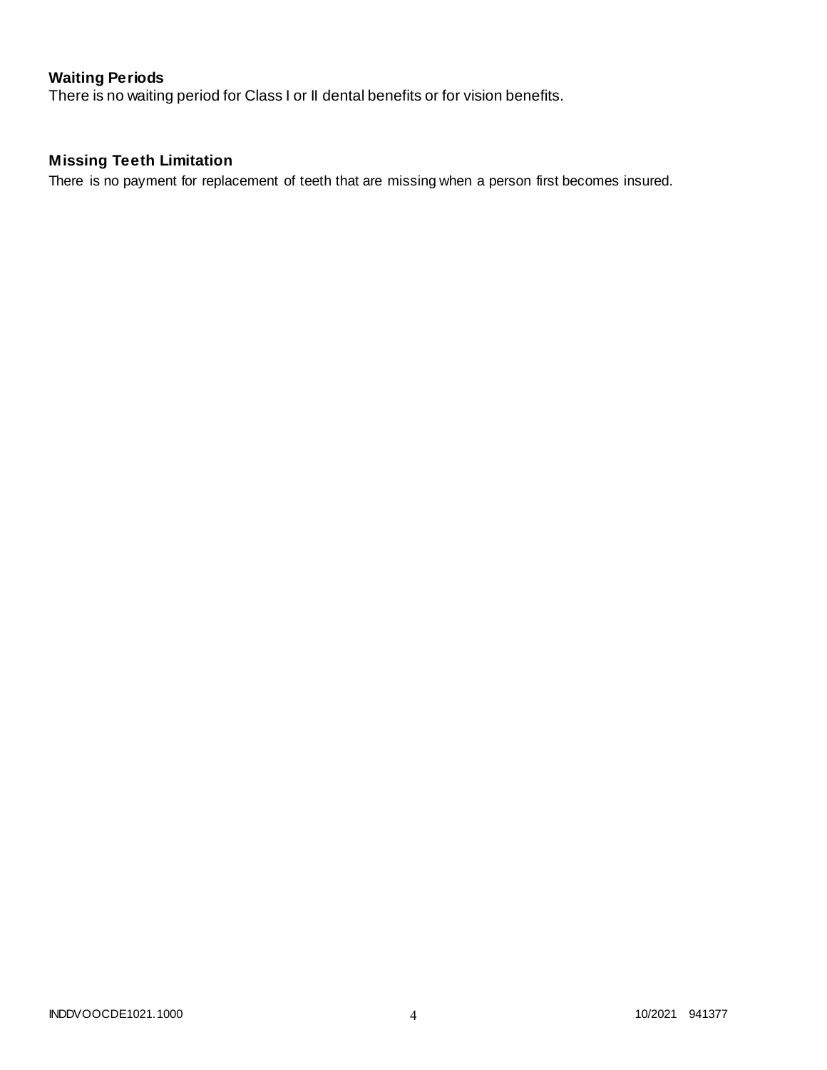### Waiting Periods

There is no waiting period for Class I or II dental benefits or for vision benefits.

### Missing Teeth Limitation

There is no payment for replacement of teeth that are missing when a person first becomes insured.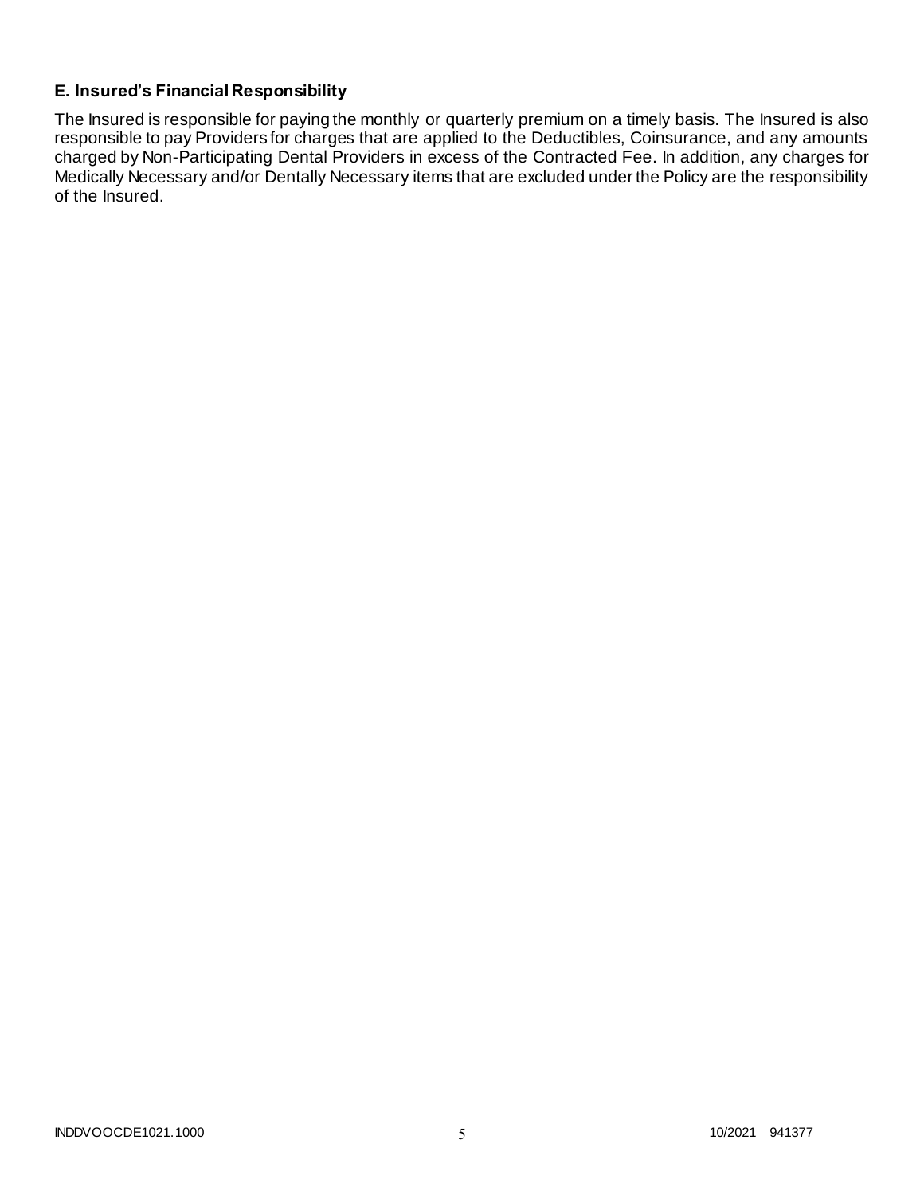### E. Insured's Financial Responsibility

The Insured is responsible for paying the monthly or quarterly premium on a timely basis. The Insured is also responsible to pay Providers for charges that are applied to the Deductibles, Coinsurance, and any amounts charged by Non-Participating Dental Providers in excess of the Contracted Fee. In addition, any charges for Medically Necessary and/or Dentally Necessary items that are excluded under the Policy are the responsibility of the Insured.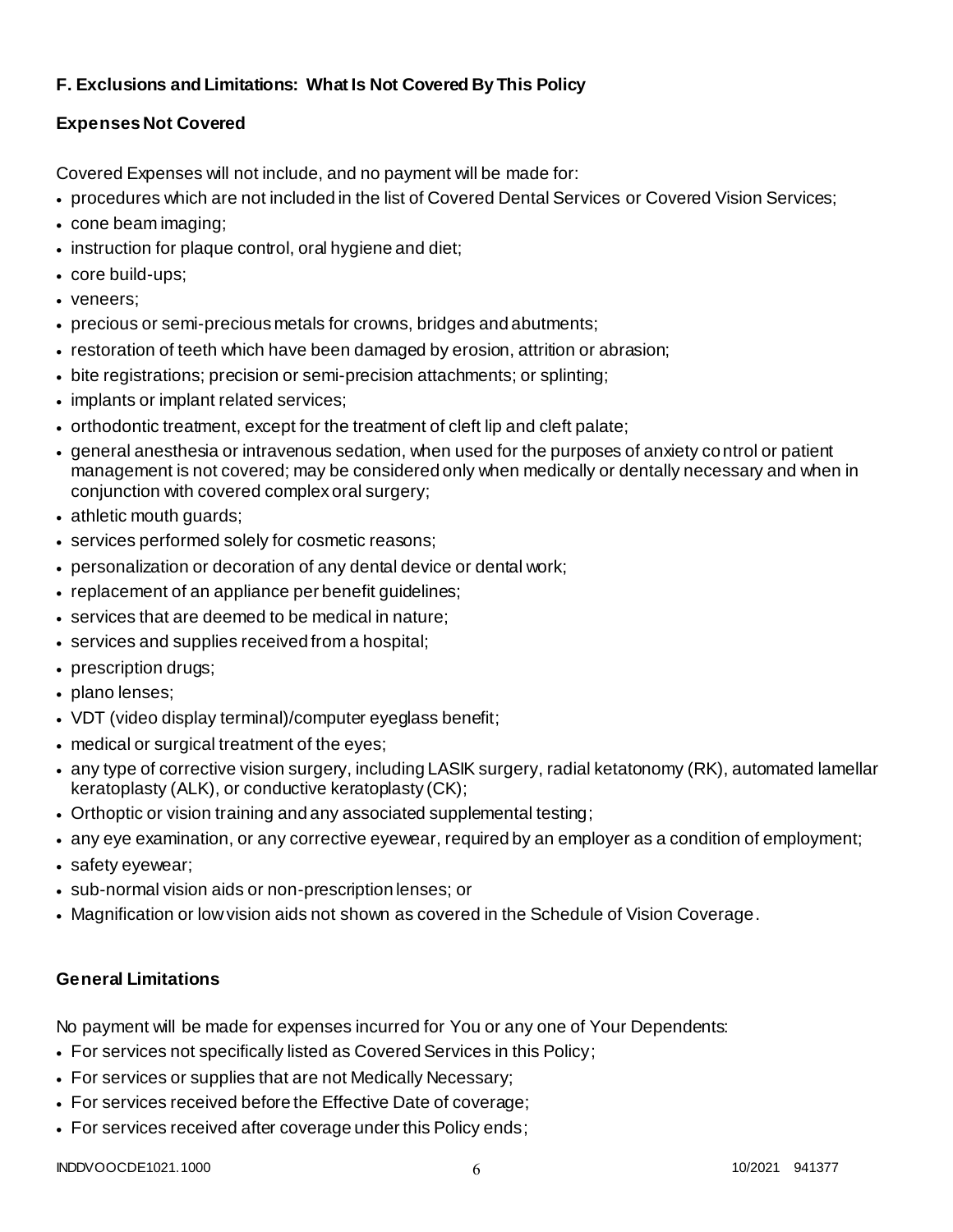### F. Exclusions and Limitations: What Is Not Covered By This Policy

#### Expenses Not Covered

Covered Expenses will not include, and no payment will be made for:

- procedures which are not included in the list of Covered Dental Services or Covered Vision Services;
- cone beam imaging;
- instruction for plaque control, oral hygiene and diet;
- core build-ups;
- veneers;
- precious or semi-precious metals for crowns, bridges and abutments;
- restoration of teeth which have been damaged by erosion, attrition or abrasion;
- bite registrations; precision or semi-precision attachments; or splinting;
- implants or implant related services;
- orthodontic treatment, except for the treatment of cleft lip and cleft palate;
- general anesthesia or intravenous sedation, when used for the purposes of anxiety control or patient management is not covered; may be considered only when medically or dentally necessary and when in conjunction with covered complex oral surgery;
- athletic mouth guards;
- services performed solely for cosmetic reasons;
- personalization or decoration of any dental device or dental work;
- replacement of an appliance per benefit guidelines;
- services that are deemed to be medical in nature;
- services and supplies received from a hospital;
- prescription drugs;
- plano lenses;
- VDT (video display terminal)/computer eyeglass benefit;
- medical or surgical treatment of the eyes;
- any type of corrective vision surgery, including LASIK surgery, radial ketatonomy (RK), automated lamellar keratoplasty (ALK), or conductive keratoplasty (CK);
- Orthoptic or vision training and any associated supplemental testing;
- any eye examination, or any corrective eyewear, required by an employer as a condition of employment;
- safety eyewear;
- sub-normal vision aids or non-prescription lenses; or
- Magnification or low vision aids not shown as covered in the Schedule of Vision Coverage.

#### General Limitations

No payment will be made for expenses incurred for You or any one of Your Dependents:

- For services not specifically listed as Covered Services in this Policy;
- For services or supplies that are not Medically Necessary;
- For services received before the Effective Date of coverage;
- For services received after coverage under this Policy ends;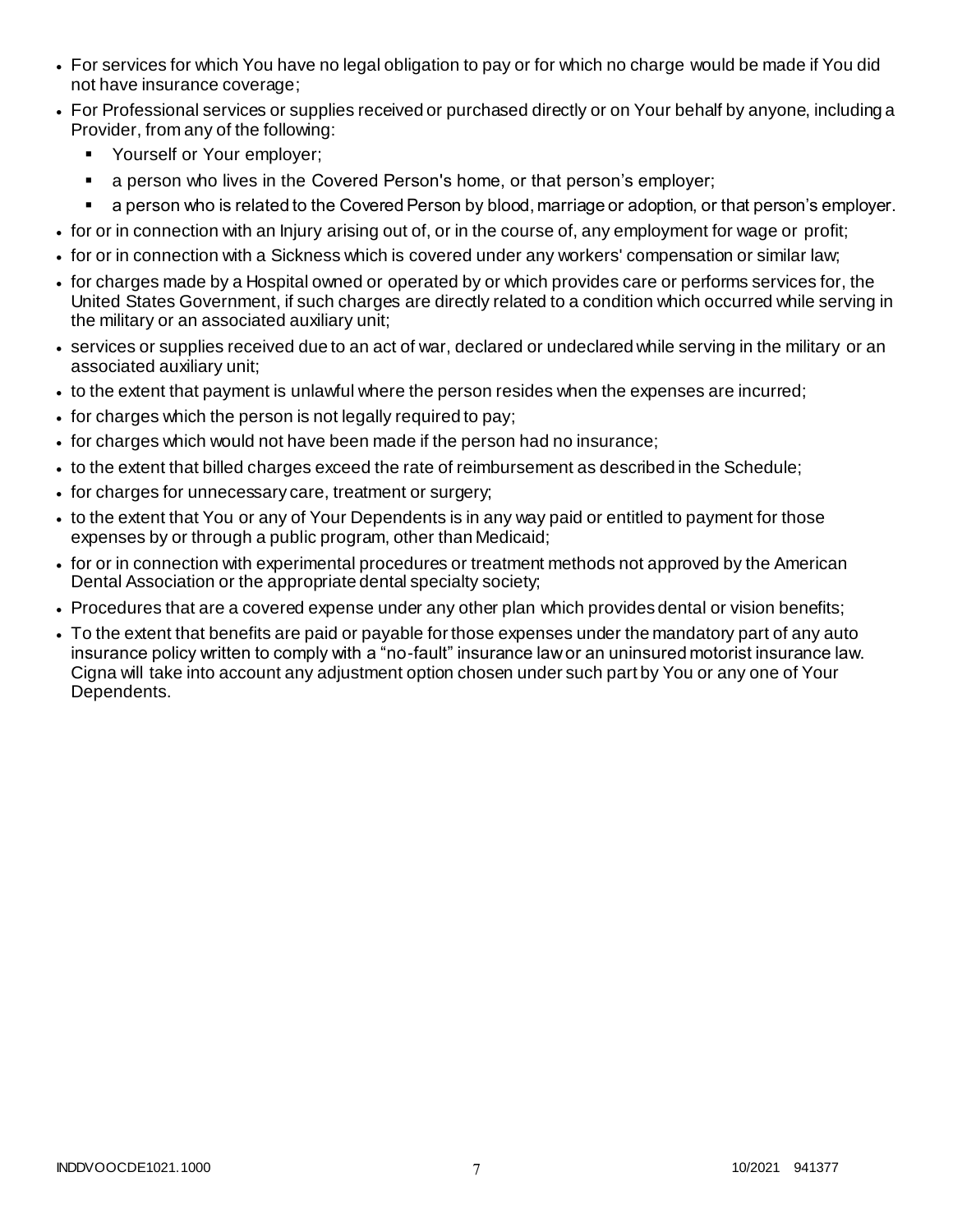- For services for which You have no legal obligation to pay or for which no charge would be made if You did not have insurance coverage;
- For Professional services or supplies received or purchased directly or on Your behalf by anyone, including a Provider, from any of the following:
  - Yourself or Your employer;
  - a person who lives in the Covered Person's home, or that person's employer;
  - a person who is related to the Covered Person by blood, marriage or adoption, or that person's employer.
- for or in connection with an Injury arising out of, or in the course of, any employment for wage or profit;
- for or in connection with a Sickness which is covered under any workers' compensation or similar law;
- for charges made by a Hospital owned or operated by or which provides care or performs services for, the United States Government, if such charges are directly related to a condition which occurred while serving in the military or an associated auxiliary unit;
- services or supplies received due to an act of war, declared or undeclared while serving in the military or an associated auxiliary unit;
- to the extent that payment is unlawful where the person resides when the expenses are incurred;
- for charges which the person is not legally required to pay;
- for charges which would not have been made if the person had no insurance;
- to the extent that billed charges exceed the rate of reimbursement as described in the Schedule;
- for charges for unnecessary care, treatment or surgery;
- to the extent that You or any of Your Dependents is in any way paid or entitled to payment for those expenses by or through a public program, other than Medicaid;
- for or in connection with experimental procedures or treatment methods not approved by the American Dental Association or the appropriate dental specialty society;
- Procedures that are a covered expense under any other plan which provides dental or vision benefits;
- To the extent that benefits are paid or payable for those expenses under the mandatory part of any auto insurance policy written to comply with a "no-fault" insurance law or an uninsured motorist insurance law. Cigna will take into account any adjustment option chosen under such part by You or any one of Your Dependents.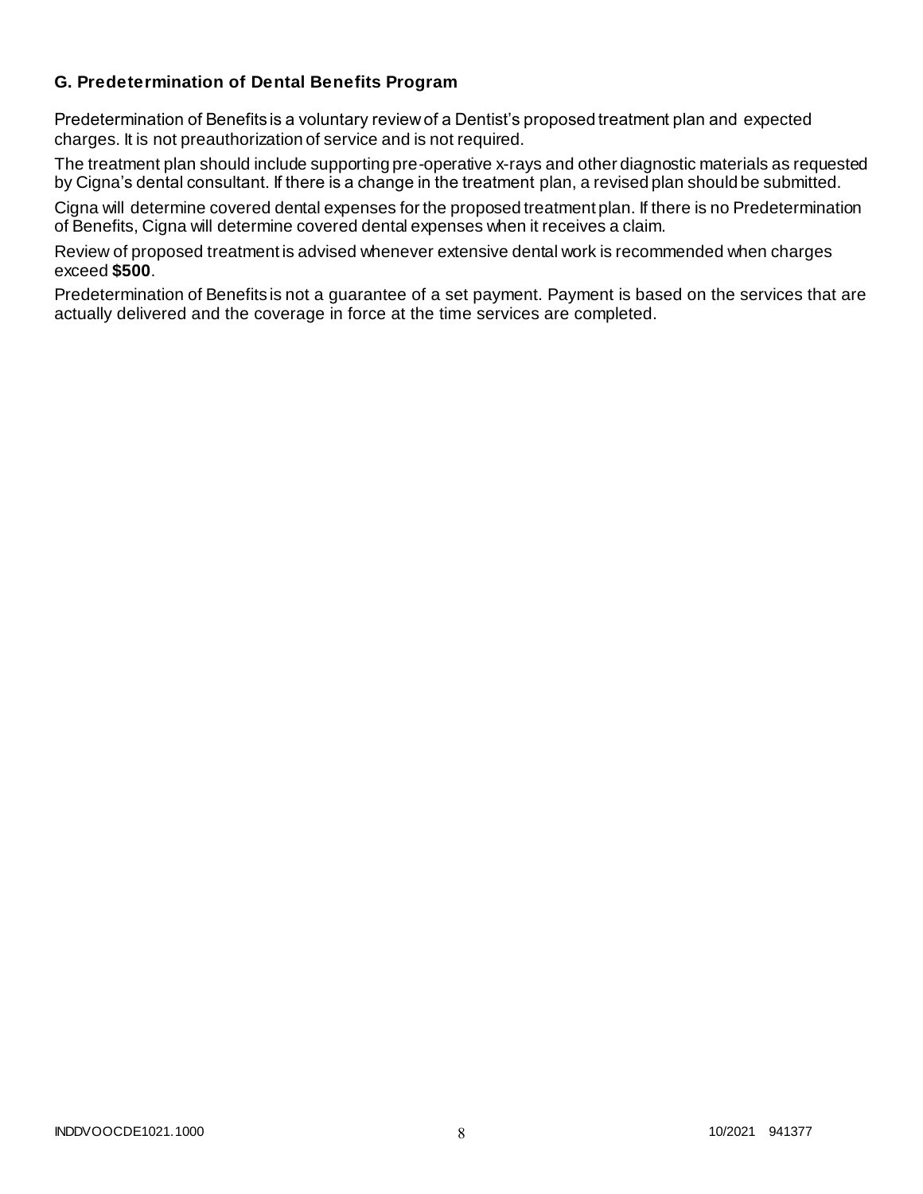### G. Predetermination of Dental Benefits Program

Predetermination of Benefits is a voluntary review of a Dentist's proposed treatment plan and expected charges. It is not preauthorization of service and is not required.

The treatment plan should include supporting pre-operative x-rays and other diagnostic materials as requested by Cigna's dental consultant. If there is a change in the treatment plan, a revised plan should be submitted.

Cigna will determine covered dental expenses for the proposed treatment plan. If there is no Predetermination of Benefits, Cigna will determine covered dental expenses when it receives a claim.

Review of proposed treatment is advised whenever extensive dental work is recommended when charges exceed **$500**.

Predetermination of Benefits is not a guarantee of a set payment. Payment is based on the services that are actually delivered and the coverage in force at the time services are completed.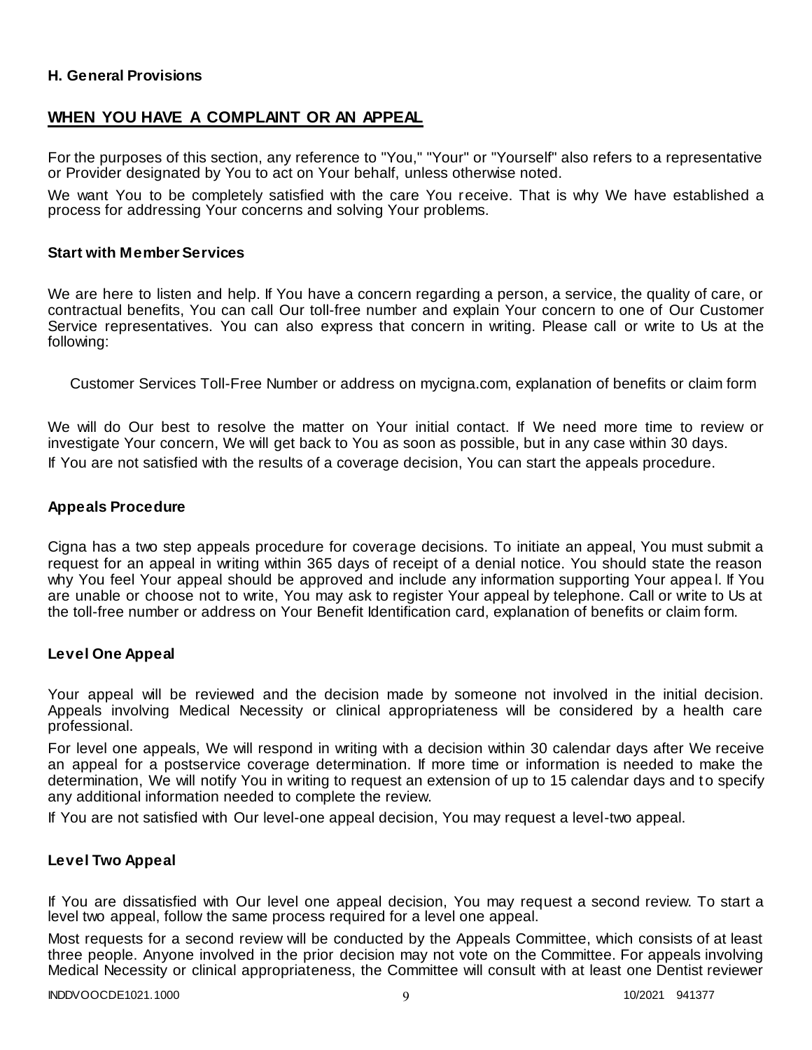### H. General Provisions

## WHEN YOU HAVE A COMPLAINT OR AN APPEAL

For the purposes of this section, any reference to "You," "Your" or "Yourself" also refers to a representative or Provider designated by You to act on Your behalf, unless otherwise noted.

We want You to be completely satisfied with the care You receive. That is why We have established a process for addressing Your concerns and solving Your problems.

### Start with Member Services

We are here to listen and help. If You have a concern regarding a person, a service, the quality of care, or contractual benefits, You can call Our toll-free number and explain Your concern to one of Our Customer Service representatives. You can also express that concern in writing. Please call or write to Us at the following:

Customer Services Toll-Free Number or address on mycigna.com, explanation of benefits or claim form

We will do Our best to resolve the matter on Your initial contact. If We need more time to review or investigate Your concern, We will get back to You as soon as possible, but in any case within 30 days.

If You are not satisfied with the results of a coverage decision, You can start the appeals procedure.

### Appeals Procedure

Cigna has a two step appeals procedure for coverage decisions. To initiate an appeal, You must submit a request for an appeal in writing within 365 days of receipt of a denial notice. You should state the reason why You feel Your appeal should be approved and include any information supporting Your appeal. If You are unable or choose not to write, You may ask to register Your appeal by telephone. Call or write to Us at the toll-free number or address on Your Benefit Identification card, explanation of benefits or claim form.

### Level One Appeal

Your appeal will be reviewed and the decision made by someone not involved in the initial decision. Appeals involving Medical Necessity or clinical appropriateness will be considered by a health care professional.

For level one appeals, We will respond in writing with a decision within 30 calendar days after We receive an appeal for a postservice coverage determination. If more time or information is needed to make the determination, We will notify You in writing to request an extension of up to 15 calendar days and to specify any additional information needed to complete the review.

If You are not satisfied with Our level-one appeal decision, You may request a level-two appeal.

### Level Two Appeal

If You are dissatisfied with Our level one appeal decision, You may request a second review. To start a level two appeal, follow the same process required for a level one appeal.

Most requests for a second review will be conducted by the Appeals Committee, which consists of at least three people. Anyone involved in the prior decision may not vote on the Committee. For appeals involving Medical Necessity or clinical appropriateness, the Committee will consult with at least one Dentist reviewer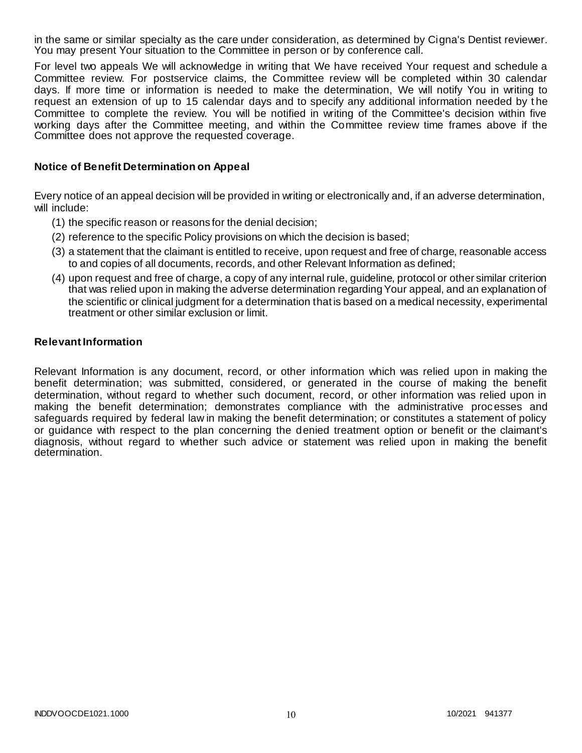in the same or similar specialty as the care under consideration, as determined by Cigna's Dentist reviewer. You may present Your situation to the Committee in person or by conference call.

For level two appeals We will acknowledge in writing that We have received Your request and schedule a Committee review. For postservice claims, the Committee review will be completed within 30 calendar days. If more time or information is needed to make the determination, We will notify You in writing to request an extension of up to 15 calendar days and to specify any additional information needed by the Committee to complete the review. You will be notified in writing of the Committee's decision within five working days after the Committee meeting, and within the Committee review time frames above if the Committee does not approve the requested coverage.

### Notice of Benefit Determination on Appeal

Every notice of an appeal decision will be provided in writing or electronically and, if an adverse determination, will include:

(1) the specific reason or reasons for the denial decision;

(2) reference to the specific Policy provisions on which the decision is based;

(3) a statement that the claimant is entitled to receive, upon request and free of charge, reasonable access to and copies of all documents, records, and other Relevant Information as defined;

(4) upon request and free of charge, a copy of any internal rule, guideline, protocol or other similar criterion that was relied upon in making the adverse determination regarding Your appeal, and an explanation of the scientific or clinical judgment for a determination that is based on a medical necessity, experimental treatment or other similar exclusion or limit.

### Relevant Information

Relevant Information is any document, record, or other information which was relied upon in making the benefit determination; was submitted, considered, or generated in the course of making the benefit determination, without regard to whether such document, record, or other information was relied upon in making the benefit determination; demonstrates compliance with the administrative processes and safeguards required by federal law in making the benefit determination; or constitutes a statement of policy or guidance with respect to the plan concerning the denied treatment option or benefit or the claimant's diagnosis, without regard to whether such advice or statement was relied upon in making the benefit determination.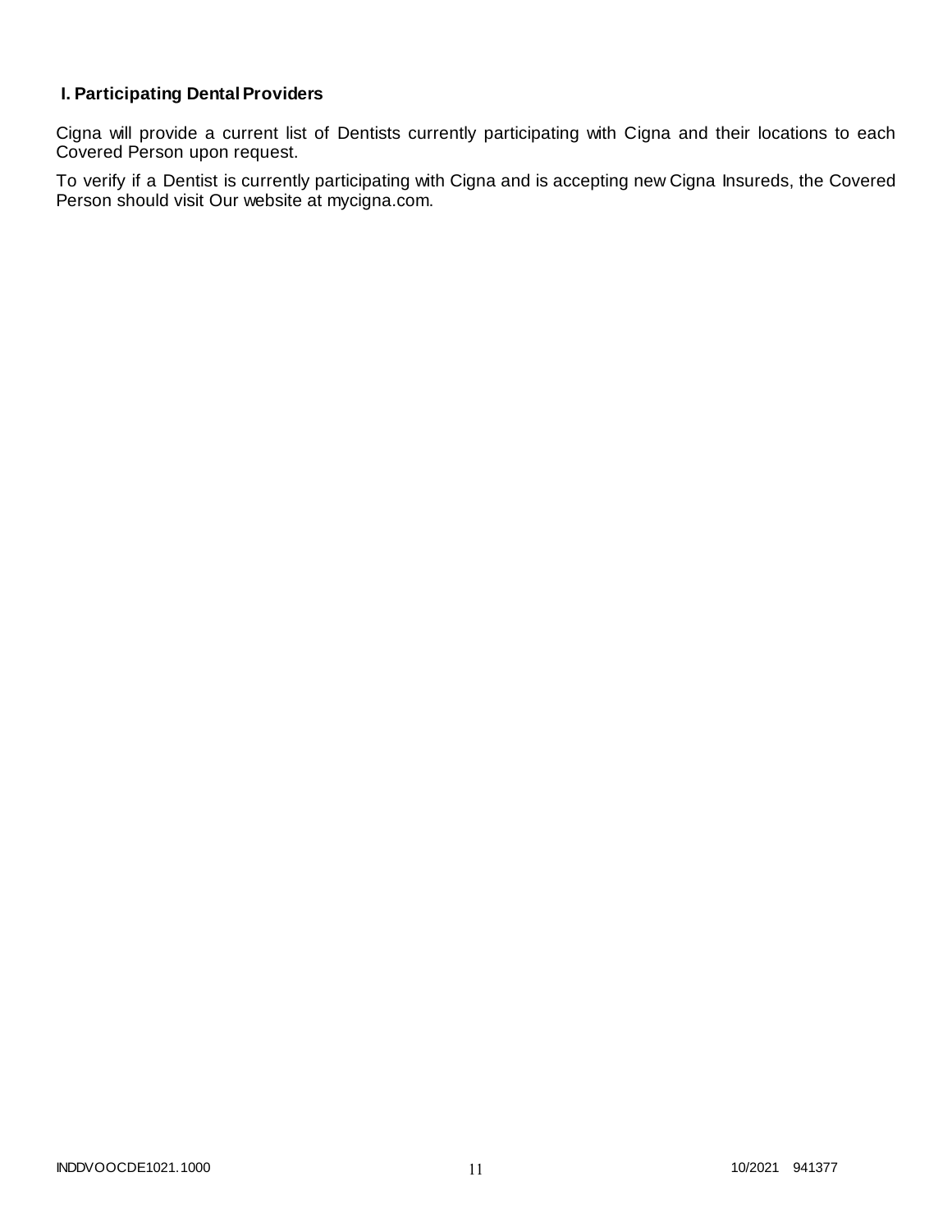## I. Participating Dental Providers

Cigna will provide a current list of Dentists currently participating with Cigna and their locations to each Covered Person upon request.

To verify if a Dentist is currently participating with Cigna and is accepting new Cigna Insureds, the Covered Person should visit Our website at mycigna.com.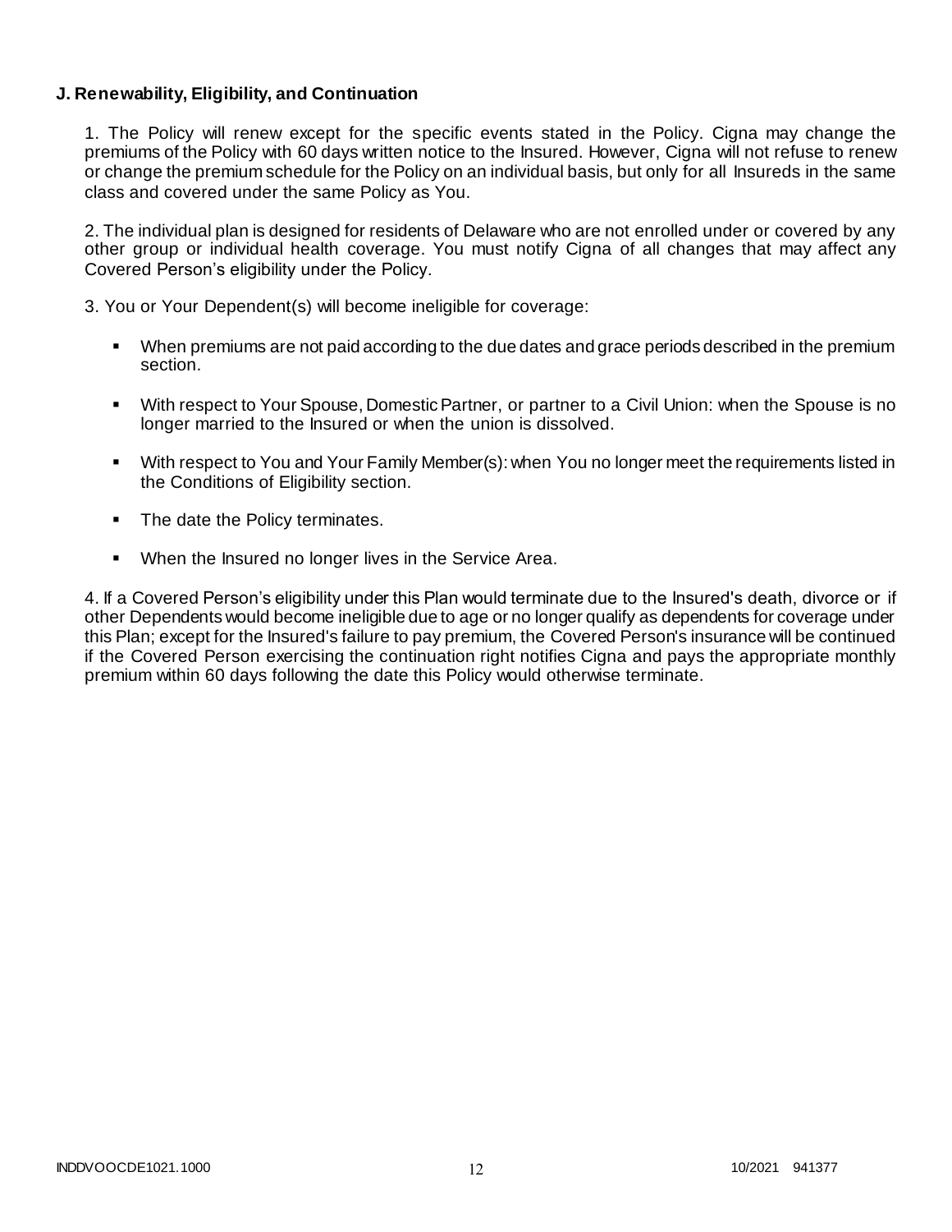**J. Renewability, Eligibility, and Continuation**

1. The Policy will renew except for the specific events stated in the Policy. Cigna may change the premiums of the Policy with 60 days written notice to the Insured. However, Cigna will not refuse to renew or change the premium schedule for the Policy on an individual basis, but only for all Insureds in the same class and covered under the same Policy as You.

2. The individual plan is designed for residents of Delaware who are not enrolled under or covered by any other group or individual health coverage. You must notify Cigna of all changes that may affect any Covered Person's eligibility under the Policy.

3. You or Your Dependent(s) will become ineligible for coverage:

- When premiums are not paid according to the due dates and grace periods described in the premium section.
- With respect to Your Spouse, Domestic Partner, or partner to a Civil Union: when the Spouse is no longer married to the Insured or when the union is dissolved.
- With respect to You and Your Family Member(s): when You no longer meet the requirements listed in the Conditions of Eligibility section.
- The date the Policy terminates.
- When the Insured no longer lives in the Service Area.

4. If a Covered Person's eligibility under this Plan would terminate due to the Insured's death, divorce or if other Dependents would become ineligible due to age or no longer qualify as dependents for coverage under this Plan; except for the Insured's failure to pay premium, the Covered Person's insurance will be continued if the Covered Person exercising the continuation right notifies Cigna and pays the appropriate monthly premium within 60 days following the date this Policy would otherwise terminate.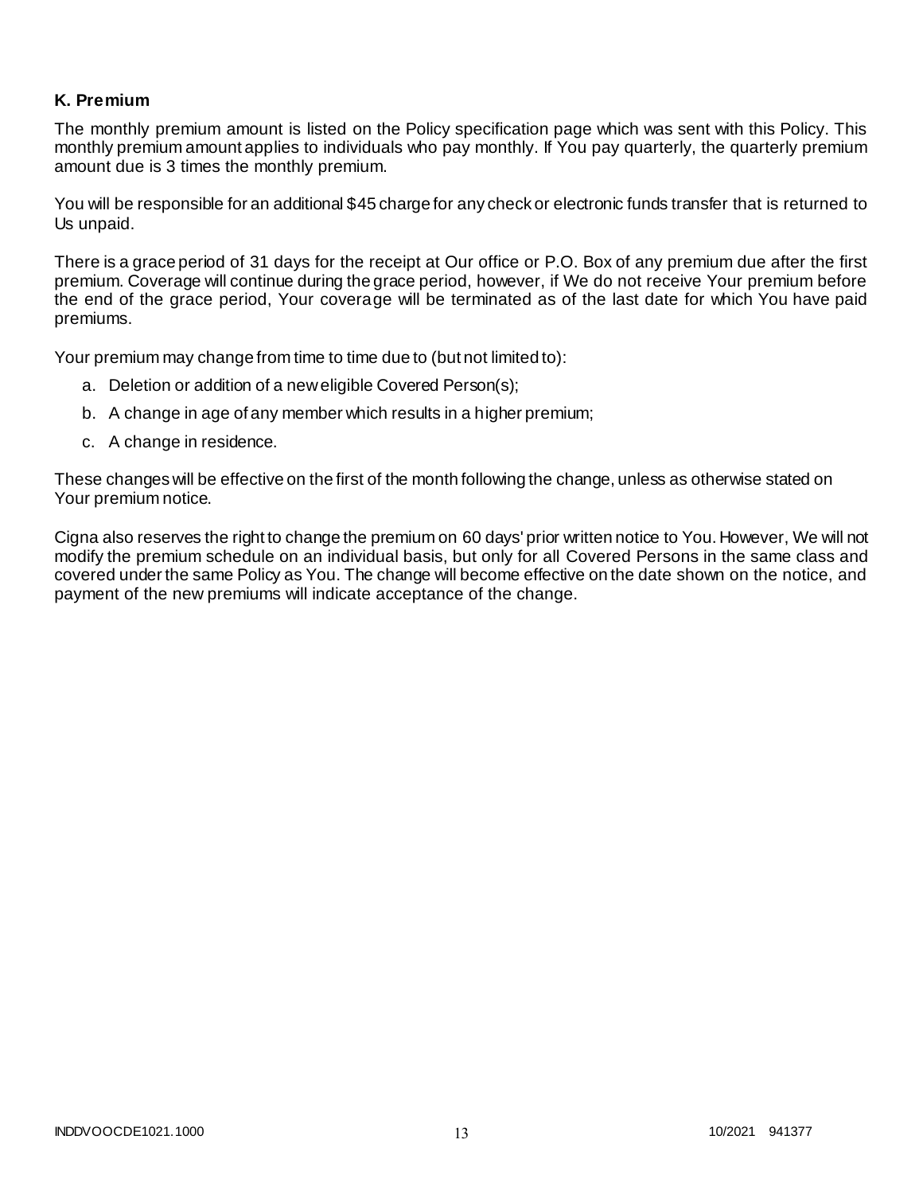### K. Premium

The monthly premium amount is listed on the Policy specification page which was sent with this Policy. This monthly premium amount applies to individuals who pay monthly. If You pay quarterly, the quarterly premium amount due is 3 times the monthly premium.

You will be responsible for an additional $45 charge for any check or electronic funds transfer that is returned to Us unpaid.

There is a grace period of 31 days for the receipt at Our office or P.O. Box of any premium due after the first premium. Coverage will continue during the grace period, however, if We do not receive Your premium before the end of the grace period, Your coverage will be terminated as of the last date for which You have paid premiums.

Your premium may change from time to time due to (but not limited to):

a. Deletion or addition of a new eligible Covered Person(s);
b. A change in age of any member which results in a higher premium;
c. A change in residence.

These changes will be effective on the first of the month following the change, unless as otherwise stated on Your premium notice.

Cigna also reserves the right to change the premium on 60 days' prior written notice to You. However, We will not modify the premium schedule on an individual basis, but only for all Covered Persons in the same class and covered under the same Policy as You. The change will become effective on the date shown on the notice, and payment of the new premiums will indicate acceptance of the change.

INDDVOOCDE1021.1000 10/2021 941377